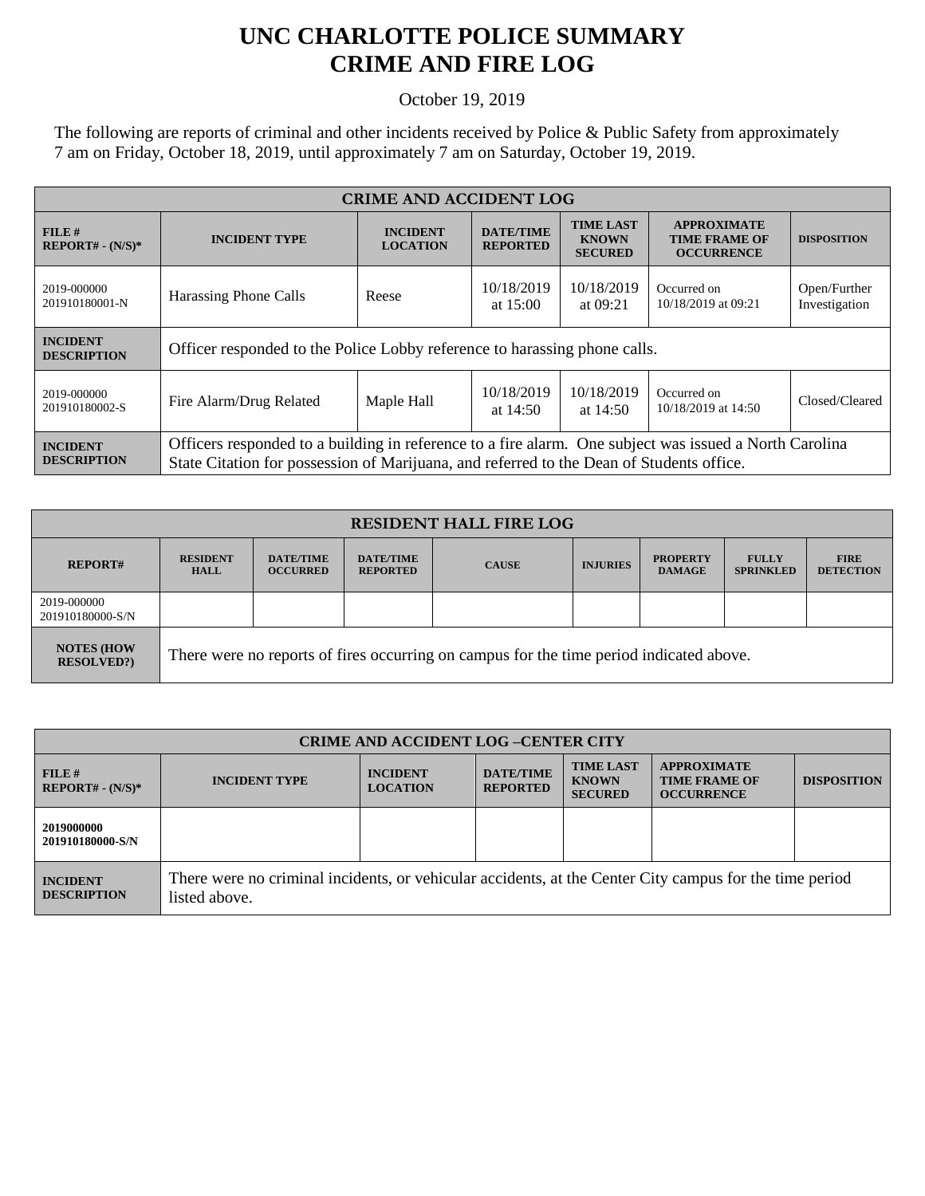# UNC CHARLOTTE POLICE SUMMARY
# CRIME AND FIRE LOG

October 19, 2019

The following are reports of criminal and other incidents received by Police & Public Safety from approximately 7 am on Friday, October 18, 2019, until approximately 7 am on Saturday, October 19, 2019.

| CRIME AND ACCIDENT LOG | | | | | | |
|---|---|---|---|---|---|---|
| **FILE # REPORT# - (N/S)*** | **INCIDENT TYPE** | **INCIDENT LOCATION** | **DATE/TIME REPORTED** | **TIME LAST KNOWN SECURED** | **APPROXIMATE TIME FRAME OF OCCURRENCE** | **DISPOSITION** |
| 2019-000000 201910180001-N | Harassing Phone Calls | Reese | 10/18/2019 at 15:00 | 10/18/2019 at 09:21 | Occurred on 10/18/2019 at 09:21 | Open/Further Investigation |
| **INCIDENT DESCRIPTION** | Officer responded to the Police Lobby reference to harassing phone calls. | | | | | |
| 2019-000000 201910180002-S | Fire Alarm/Drug Related | Maple Hall | 10/18/2019 at 14:50 | 10/18/2019 at 14:50 | Occurred on 10/18/2019 at 14:50 | Closed/Cleared |
| **INCIDENT DESCRIPTION** | Officers responded to a building in reference to a fire alarm. One subject was issued a North Carolina State Citation for possession of Marijuana, and referred to the Dean of Students office. | | | | | |

| RESIDENT HALL FIRE LOG | | | | | | | | |
|---|---|---|---|---|---|---|---|---|
| **REPORT#** | **RESIDENT HALL** | **DATE/TIME OCCURRED** | **DATE/TIME REPORTED** | **CAUSE** | **INJURIES** | **PROPERTY DAMAGE** | **FULLY SPRINKLED** | **FIRE DETECTION** |
| 2019-000000 201910180000-S/N | | | | | | | | |
| **NOTES (HOW RESOLVED?)** | There were no reports of fires occurring on campus for the time period indicated above. | | | | | | | |

| CRIME AND ACCIDENT LOG –CENTER CITY | | | | | | |
|---|---|---|---|---|---|---|
| **FILE # REPORT# - (N/S)*** | **INCIDENT TYPE** | **INCIDENT LOCATION** | **DATE/TIME REPORTED** | **TIME LAST KNOWN SECURED** | **APPROXIMATE TIME FRAME OF OCCURRENCE** | **DISPOSITION** |
| **2019000000 201910180000-S/N** | | | | | | |
| **INCIDENT DESCRIPTION** | There were no criminal incidents, or vehicular accidents, at the Center City campus for the time period listed above. | | | | | |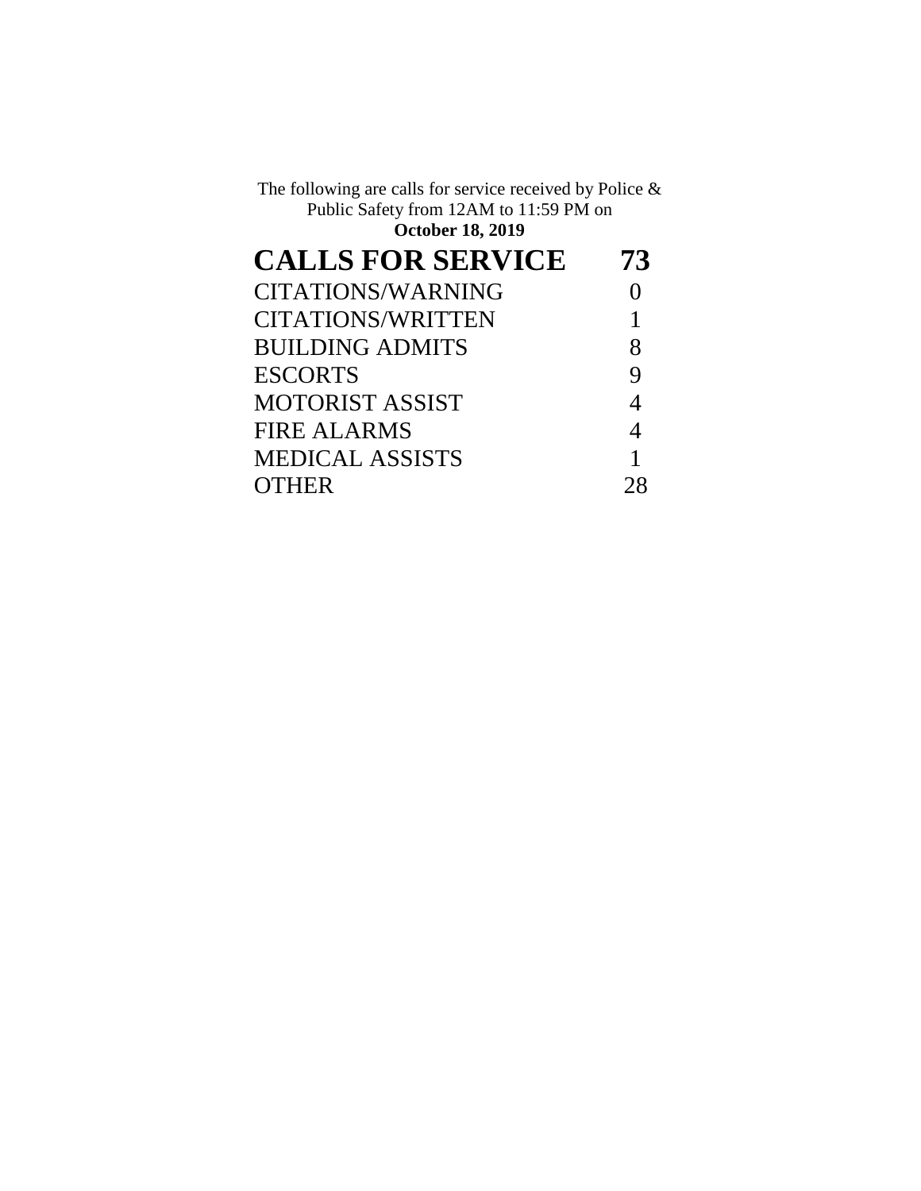The following are calls for service received by Police & Public Safety from 12AM to 11:59 PM on

**October 18, 2019**

| | |
|---|---|
| **CALLS FOR SERVICE** | **73** |
| CITATIONS/WARNING | 0 |
| CITATIONS/WRITTEN | 1 |
| BUILDING ADMITS | 8 |
| ESCORTS | 9 |
| MOTORIST ASSIST | 4 |
| FIRE ALARMS | 4 |
| MEDICAL ASSISTS | 1 |
| OTHER | 28 |